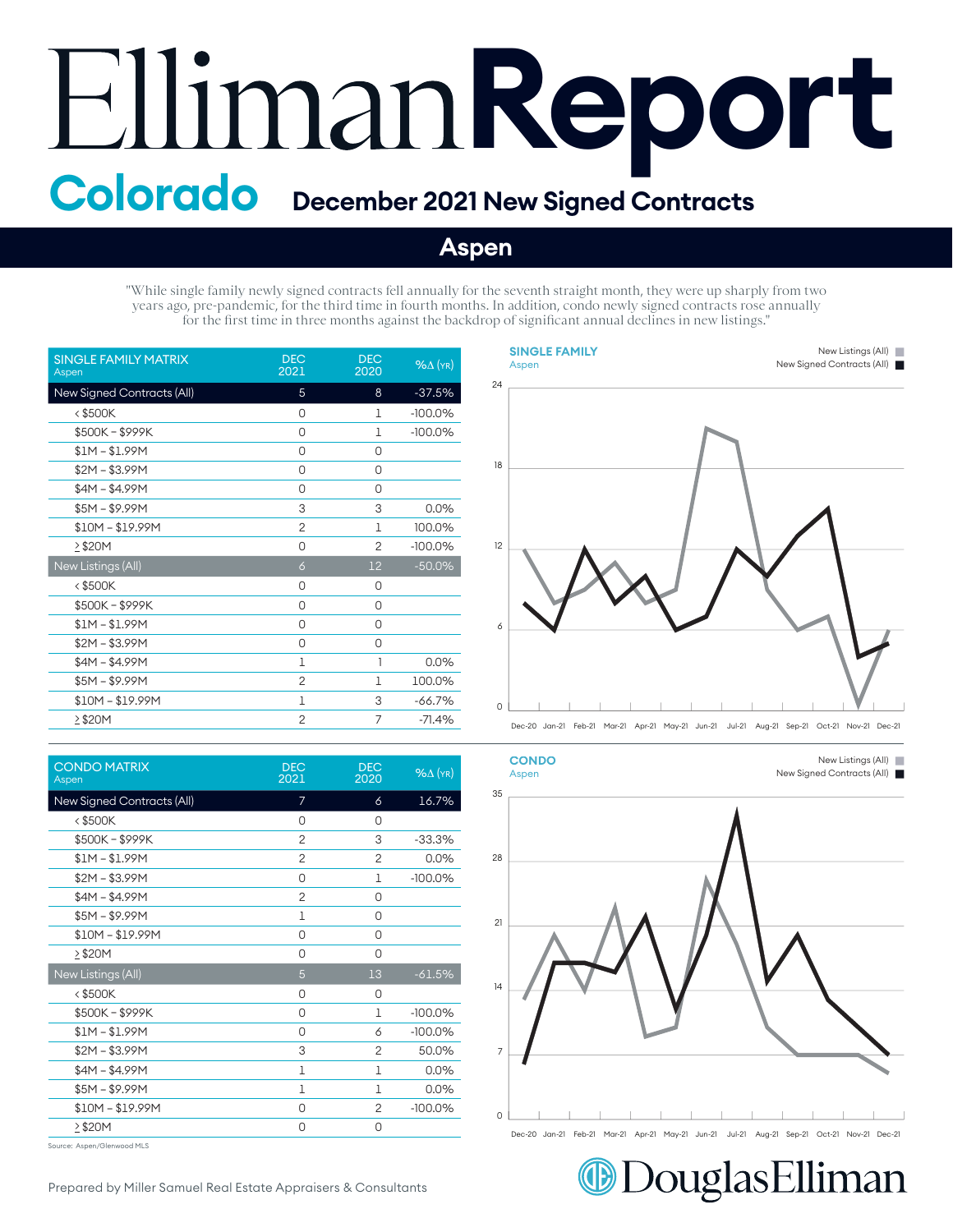# Elliman Report

## Colorado — December 2021 New Signed Contracts

## Aspen

"While single family newly signed contracts fell annually for the seventh straight month, they were up sharply from two years ago, pre-pandemic, for the third time in fourth months. In addition, condo newly signed contracts rose annually for the first time in three months against the backdrop of significant annual declines in new listings."

| SINGLE FAMILY MATRIX Aspen | DEC 2021 | DEC 2020 | %Δ (YR) |
|---|---|---|---|
| **New Signed Contracts (All)** | **5** | **8** | **-37.5%** |
| < $500K | 0 | 1 | -100.0% |
| $500K – $999K | 0 | 1 | -100.0% |
| $1M – $1.99M | 0 | 0 | |
| $2M – $3.99M | 0 | 0 | |
| $4M – $4.99M | 0 | 0 | |
| $5M – $9.99M | 3 | 3 | 0.0% |
| $10M – $19.99M | 2 | 1 | 100.0% |
| ≥ $20M | 0 | 2 | -100.0% |
| **New Listings (All)** | **6** | **12** | **-50.0%** |
| < $500K | 0 | 0 | |
| $500K – $999K | 0 | 0 | |
| $1M – $1.99M | 0 | 0 | |
| $2M – $3.99M | 0 | 0 | |
| $4M – $4.99M | 1 | 1 | 0.0% |
| $5M – $9.99M | 2 | 1 | 100.0% |
| $10M – $19.99M | 1 | 3 | -66.7% |
| ≥ $20M | 2 | 7 | -71.4% |

**SINGLE FAMILY** Aspen — New Listings (All) / New Signed Contracts (All)

| CONDO MATRIX Aspen | DEC 2021 | DEC 2020 | %Δ (YR) |
|---|---|---|---|
| **New Signed Contracts (All)** | **7** | **6** | **16.7%** |
| < $500K | 0 | 0 | |
| $500K – $999K | 2 | 3 | -33.3% |
| $1M – $1.99M | 2 | 2 | 0.0% |
| $2M – $3.99M | 0 | 1 | -100.0% |
| $4M – $4.99M | 2 | 0 | |
| $5M – $9.99M | 1 | 0 | |
| $10M – $19.99M | 0 | 0 | |
| ≥ $20M | 0 | 0 | |
| **New Listings (All)** | **5** | **13** | **-61.5%** |
| < $500K | 0 | 0 | |
| $500K – $999K | 0 | 1 | -100.0% |
| $1M – $1.99M | 0 | 6 | -100.0% |
| $2M – $3.99M | 3 | 2 | 50.0% |
| $4M – $4.99M | 1 | 1 | 0.0% |
| $5M – $9.99M | 1 | 1 | 0.0% |
| $10M – $19.99M | 0 | 2 | -100.0% |
| ≥ $20M | 0 | 0 | |

**CONDO** Aspen — New Listings (All) / New Signed Contracts (All)

Source: Aspen/Glenwood MLS

Prepared by Miller Samuel Real Estate Appraisers & Consultants

Douglas Elliman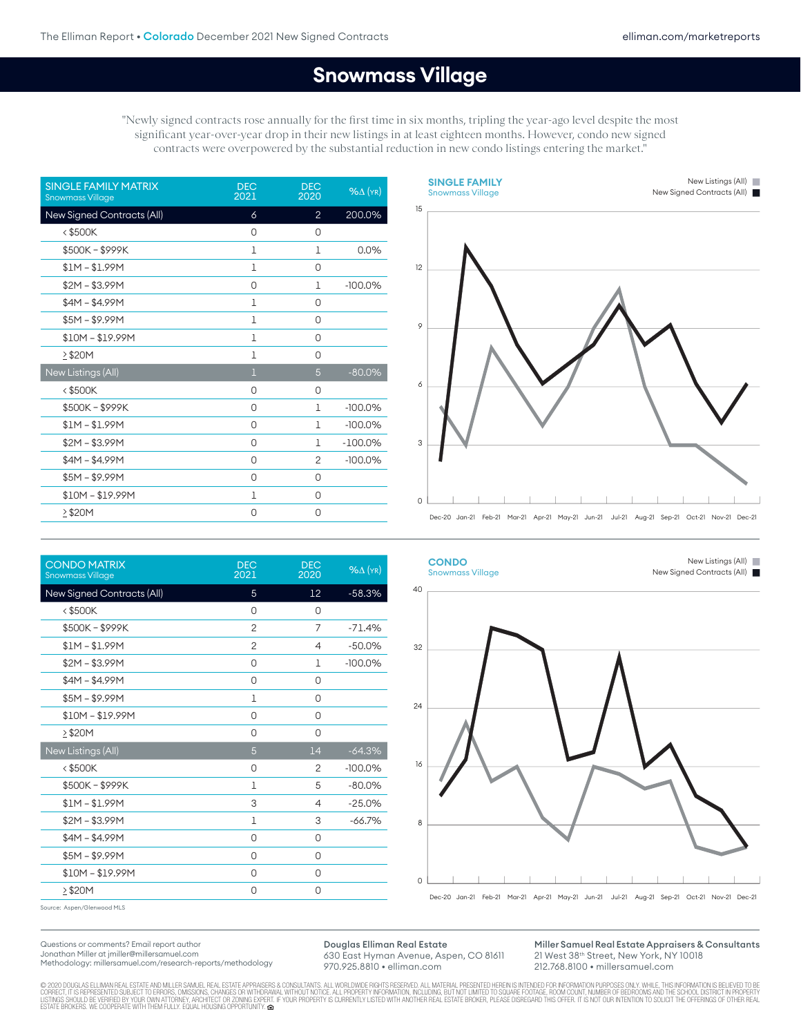# Snowmass Village

"Newly signed contracts rose annually for the first time in six months, tripling the year-ago level despite the most significant year-over-year drop in their new listings in at least eighteen months. However, condo new signed contracts were overpowered by the substantial reduction in new condo listings entering the market."

| SINGLE FAMILY MATRIX Snowmass Village | DEC 2021 | DEC 2020 | %Δ (YR) |
|---|---|---|---|
| New Signed Contracts (All) | 6 | 2 | 200.0% |
| < $500K | 0 | 0 | |
| $500K – $999K | 1 | 1 | 0.0% |
| $1M – $1.99M | 1 | 0 | |
| $2M – $3.99M | 0 | 1 | -100.0% |
| $4M – $4.99M | 1 | 0 | |
| $5M – $9.99M | 1 | 0 | |
| $10M – $19.99M | 1 | 0 | |
| ≥ $20M | 1 | 0 | |
| New Listings (All) | 1 | 5 | -80.0% |
| < $500K | 0 | 0 | |
| $500K – $999K | 0 | 1 | -100.0% |
| $1M – $1.99M | 0 | 1 | -100.0% |
| $2M – $3.99M | 0 | 1 | -100.0% |
| $4M – $4.99M | 0 | 2 | -100.0% |
| $5M – $9.99M | 0 | 0 | |
| $10M – $19.99M | 1 | 0 | |
| ≥ $20M | 0 | 0 | |

SINGLE FAMILY
Snowmass Village
New Listings (All)
New Signed Contracts (All)
15
12
9
6
3
0
Dec-20 Jan-21 Feb-21 Mar-21 Apr-21 May-21 Jun-21 Jul-21 Aug-21 Sep-21 Oct-21 Nov-21 Dec-21

| CONDO MATRIX Snowmass Village | DEC 2021 | DEC 2020 | %Δ (YR) |
|---|---|---|---|
| New Signed Contracts (All) | 5 | 12 | -58.3% |
| < $500K | 0 | 0 | |
| $500K – $999K | 2 | 7 | -71.4% |
| $1M – $1.99M | 2 | 4 | -50.0% |
| $2M – $3.99M | 0 | 1 | -100.0% |
| $4M – $4.99M | 0 | 0 | |
| $5M – $9.99M | 1 | 0 | |
| $10M – $19.99M | 0 | 0 | |
| ≥ $20M | 0 | 0 | |
| New Listings (All) | 5 | 14 | -64.3% |
| < $500K | 0 | 2 | -100.0% |
| $500K – $999K | 1 | 5 | -80.0% |
| $1M – $1.99M | 3 | 4 | -25.0% |
| $2M – $3.99M | 1 | 3 | -66.7% |
| $4M – $4.99M | 0 | 0 | |
| $5M – $9.99M | 0 | 0 | |
| $10M – $19.99M | 0 | 0 | |
| ≥ $20M | 0 | 0 | |

CONDO
Snowmass Village
New Listings (All)
New Signed Contracts (All)
40
32
24
16
8
0
Dec-20 Jan-21 Feb-21 Mar-21 Apr-21 May-21 Jun-21 Jul-21 Aug-21 Sep-21 Oct-21 Nov-21 Dec-21

Source: Aspen/Glenwood MLS

Questions or comments? Email report author
Jonathan Miller at jmiller@millersamuel.com
Methodology: millersamuel.com/research-reports/methodology

**Douglas Elliman Real Estate**
630 East Hyman Avenue, Aspen, CO 81611
970.925.8810 • elliman.com

**Miller Samuel Real Estate Appraisers & Consultants**
21 West 38th Street, New York, NY 10018
212.768.8100 • millersamuel.com

© 2020 DOUGLAS ELLIMAN REAL ESTATE AND MILLER SAMUEL REAL ESTATE APPRAISERS & CONSULTANTS. ALL WORLDWIDE RIGHTS RESERVED. ALL MATERIAL PRESENTED HEREIN IS INTENDED FOR INFORMATION PURPOSES ONLY. WHILE, THIS INFORMATION IS BELIEVED TO BE CORRECT, IT IS REPRESENTED SUBJECT TO ERRORS, OMISSIONS, CHANGES OR WITHDRAWAL WITHOUT NOTICE. ALL PROPERTY INFORMATION, INCLUDING, BUT NOT LIMITED TO SQUARE FOOTAGE, ROOM COUNT, NUMBER OF BEDROOMS AND THE SCHOOL DISTRICT IN PROPERTY LISTINGS SHOULD BE VERIFIED BY YOUR OWN ATTORNEY, ARCHITECT OR ZONING EXPERT. IF YOUR PROPERTY IS CURRENTLY LISTED WITH ANOTHER REAL ESTATE BROKER, PLEASE DISREGARD THIS OFFER. IT IS NOT OUR INTENTION TO SOLICIT THE OFFERINGS OF OTHER REAL ESTATE BROKERS. WE COOPERATE WITH THEM FULLY. EQUAL HOUSING OPPORTUNITY.